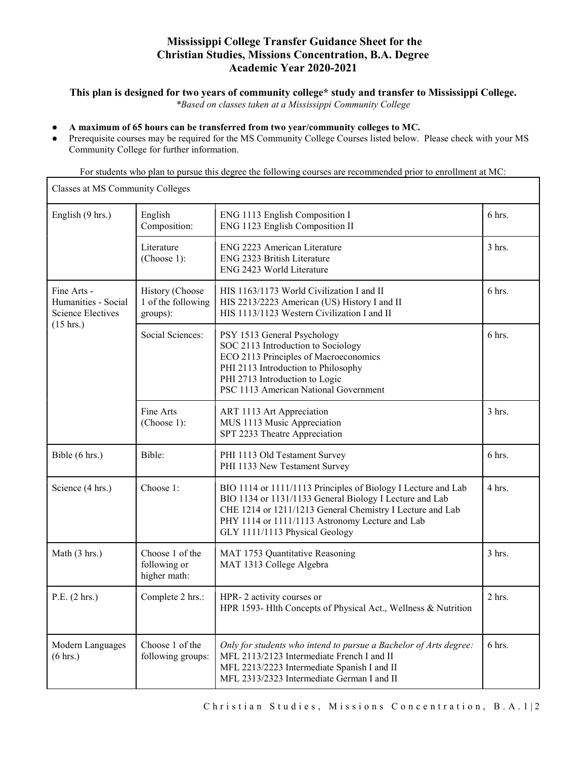**Mississippi College Transfer Guidance Sheet for the Christian Studies, Missions Concentration, B.A. Degree Academic Year 2020-2021**

**This plan is designed for two years of community college\* study and transfer to Mississippi College.**

*\*Based on classes taken at a Mississippi Community College*

- **A maximum of 65 hours can be transferred from two year/community colleges to MC.**
- Prerequisite courses may be required for the MS Community College Courses listed below. Please check with your MS Community College for further information.

For students who plan to pursue this degree the following courses are recommended prior to enrollment at MC:

| Classes at MS Community Colleges | | | |
|---|---|---|---|
| English (9 hrs.) | English Composition: | ENG 1113 English Composition I<br>ENG 1123 English Composition II | 6 hrs. |
| | Literature (Choose 1): | ENG 2223 American Literature<br>ENG 2323 British Literature<br>ENG 2423 World Literature | 3 hrs. |
| Fine Arts - Humanities - Social Science Electives (15 hrs.) | History (Choose 1 of the following groups): | HIS 1163/1173 World Civilization I and II<br>HIS 2213/2223 American (US) History I and II<br>HIS 1113/1123 Western Civilization I and II | 6 hrs. |
| | Social Sciences: | PSY 1513 General Psychology<br>SOC 2113 Introduction to Sociology<br>ECO 2113 Principles of Macroeconomics<br>PHI 2113 Introduction to Philosophy<br>PHI 2713 Introduction to Logic<br>PSC 1113 American National Government | 6 hrs. |
| | Fine Arts (Choose 1): | ART 1113 Art Appreciation<br>MUS 1113 Music Appreciation<br>SPT 2233 Theatre Appreciation | 3 hrs. |
| Bible (6 hrs.) | Bible: | PHI 1113 Old Testament Survey<br>PHI 1133 New Testament Survey | 6 hrs. |
| Science (4 hrs.) | Choose 1: | BIO 1114 or 1111/1113 Principles of Biology I Lecture and Lab<br>BIO 1134 or 1131/1133 General Biology I Lecture and Lab<br>CHE 1214 or 1211/1213 General Chemistry I Lecture and Lab<br>PHY 1114 or 1111/1113 Astronomy Lecture and Lab<br>GLY 1111/1113 Physical Geology | 4 hrs. |
| Math (3 hrs.) | Choose 1 of the following or higher math: | MAT 1753 Quantitative Reasoning<br>MAT 1313 College Algebra | 3 hrs. |
| P.E. (2 hrs.) | Complete 2 hrs.: | HPR- 2 activity courses or<br>HPR 1593- Hlth Concepts of Physical Act., Wellness & Nutrition | 2 hrs. |
| Modern Languages (6 hrs.) | Choose 1 of the following groups: | *Only for students who intend to pursue a Bachelor of Arts degree:*<br>MFL 2113/2123 Intermediate French I and II<br>MFL 2213/2223 Intermediate Spanish I and II<br>MFL 2313/2323 Intermediate German I and II | 6 hrs. |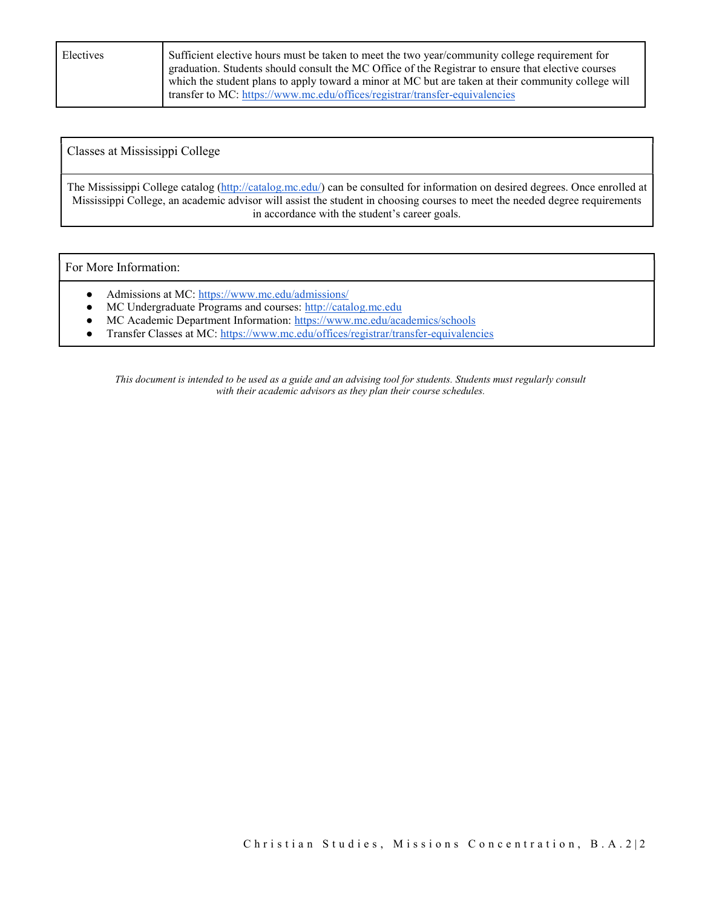| | |
|---|---|
| Electives | Sufficient elective hours must be taken to meet the two year/community college requirement for graduation. Students should consult the MC Office of the Registrar to ensure that elective courses which the student plans to apply toward a minor at MC but are taken at their community college will transfer to MC: https://www.mc.edu/offices/registrar/transfer-equivalencies |

## Classes at Mississippi College

The Mississippi College catalog (http://catalog.mc.edu/) can be consulted for information on desired degrees. Once enrolled at Mississippi College, an academic advisor will assist the student in choosing courses to meet the needed degree requirements in accordance with the student's career goals.

## For More Information:

- Admissions at MC: https://www.mc.edu/admissions/
- MC Undergraduate Programs and courses: http://catalog.mc.edu
- MC Academic Department Information: https://www.mc.edu/academics/schools
- Transfer Classes at MC: https://www.mc.edu/offices/registrar/transfer-equivalencies

*This document is intended to be used as a guide and an advising tool for students. Students must regularly consult with their academic advisors as they plan their course schedules.*